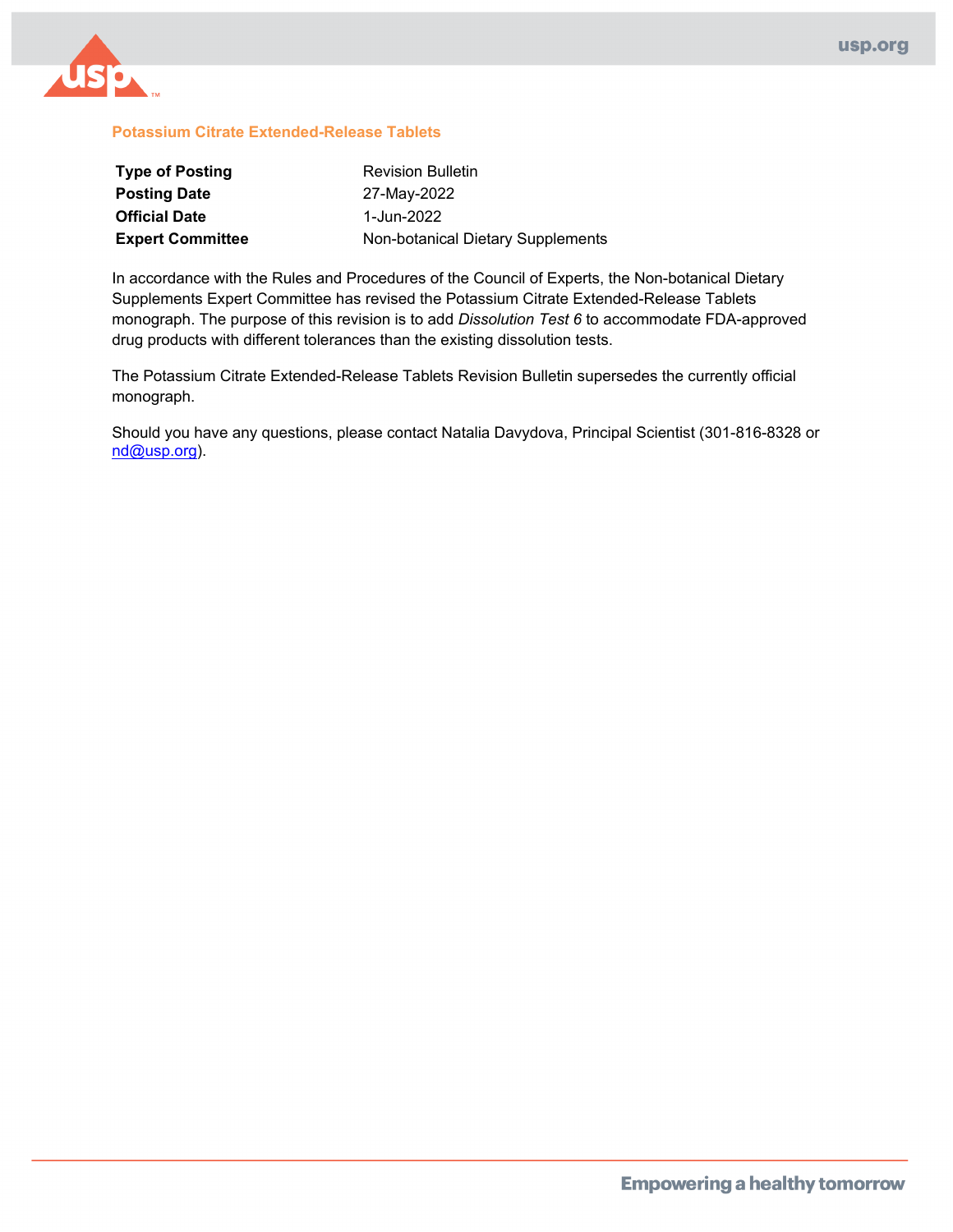## Potassium Citrate Extended-Release Tablets

| | |
|---|---|
| **Type of Posting** | Revision Bulletin |
| **Posting Date** | 27-May-2022 |
| **Official Date** | 1-Jun-2022 |
| **Expert Committee** | Non-botanical Dietary Supplements |

In accordance with the Rules and Procedures of the Council of Experts, the Non-botanical Dietary Supplements Expert Committee has revised the Potassium Citrate Extended-Release Tablets monograph. The purpose of this revision is to add *Dissolution Test 6* to accommodate FDA-approved drug products with different tolerances than the existing dissolution tests.

The Potassium Citrate Extended-Release Tablets Revision Bulletin supersedes the currently official monograph.

Should you have any questions, please contact Natalia Davydova, Principal Scientist (301-816-8328 or nd@usp.org).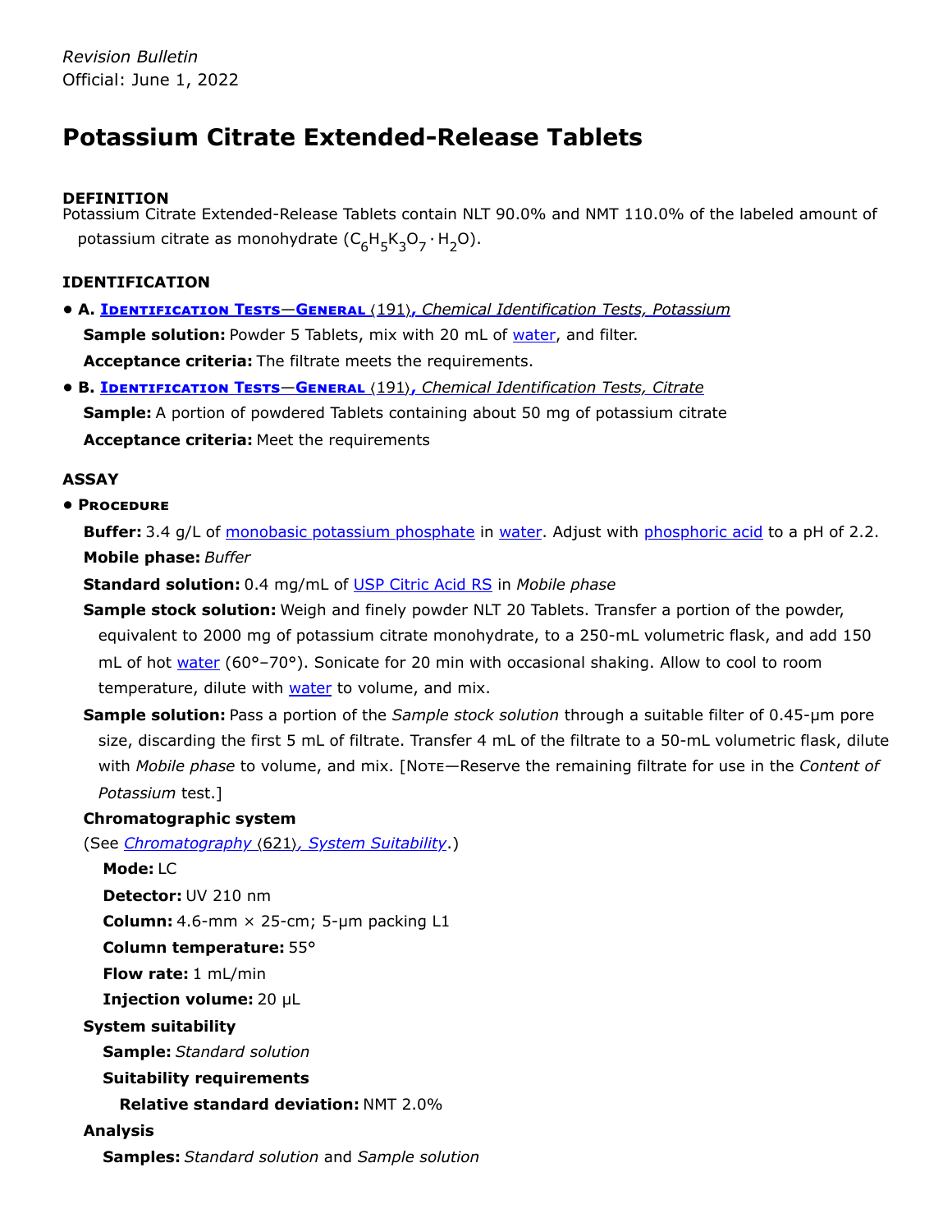*Revision Bulletin*
Official: June 1, 2022

# Potassium Citrate Extended-Release Tablets

### DEFINITION

Potassium Citrate Extended-Release Tablets contain NLT 90.0% and NMT 110.0% of the labeled amount of potassium citrate as monohydrate ($C_6H_5K_3O_7 \cdot H_2O$).

### IDENTIFICATION

- **A. Identification Tests—General ⟨191⟩, *Chemical Identification Tests, Potassium***

  **Sample solution:** Powder 5 Tablets, mix with 20 mL of water, and filter.

  **Acceptance criteria:** The filtrate meets the requirements.

- **B. Identification Tests—General ⟨191⟩, *Chemical Identification Tests, Citrate***

  **Sample:** A portion of powdered Tablets containing about 50 mg of potassium citrate

  **Acceptance criteria:** Meet the requirements

### ASSAY

- **Procedure**

  **Buffer:** 3.4 g/L of monobasic potassium phosphate in water. Adjust with phosphoric acid to a pH of 2.2.

  **Mobile phase:** *Buffer*

  **Standard solution:** 0.4 mg/mL of USP Citric Acid RS in *Mobile phase*

  **Sample stock solution:** Weigh and finely powder NLT 20 Tablets. Transfer a portion of the powder, equivalent to 2000 mg of potassium citrate monohydrate, to a 250-mL volumetric flask, and add 150 mL of hot water (60°–70°). Sonicate for 20 min with occasional shaking. Allow to cool to room temperature, dilute with water to volume, and mix.

  **Sample solution:** Pass a portion of the *Sample stock solution* through a suitable filter of 0.45-µm pore size, discarding the first 5 mL of filtrate. Transfer 4 mL of the filtrate to a 50-mL volumetric flask, dilute with *Mobile phase* to volume, and mix. [Note—Reserve the remaining filtrate for use in the *Content of Potassium* test.]

  **Chromatographic system**

  (See *Chromatography* ⟨621⟩*, System Suitability*.)

  **Mode:** LC

  **Detector:** UV 210 nm

  **Column:** 4.6-mm × 25-cm; 5-µm packing L1

  **Column temperature:** 55°

  **Flow rate:** 1 mL/min

  **Injection volume:** 20 µL

  **System suitability**

  **Sample:** *Standard solution*

  **Suitability requirements**

  **Relative standard deviation:** NMT 2.0%

  **Analysis**

  **Samples:** *Standard solution* and *Sample solution*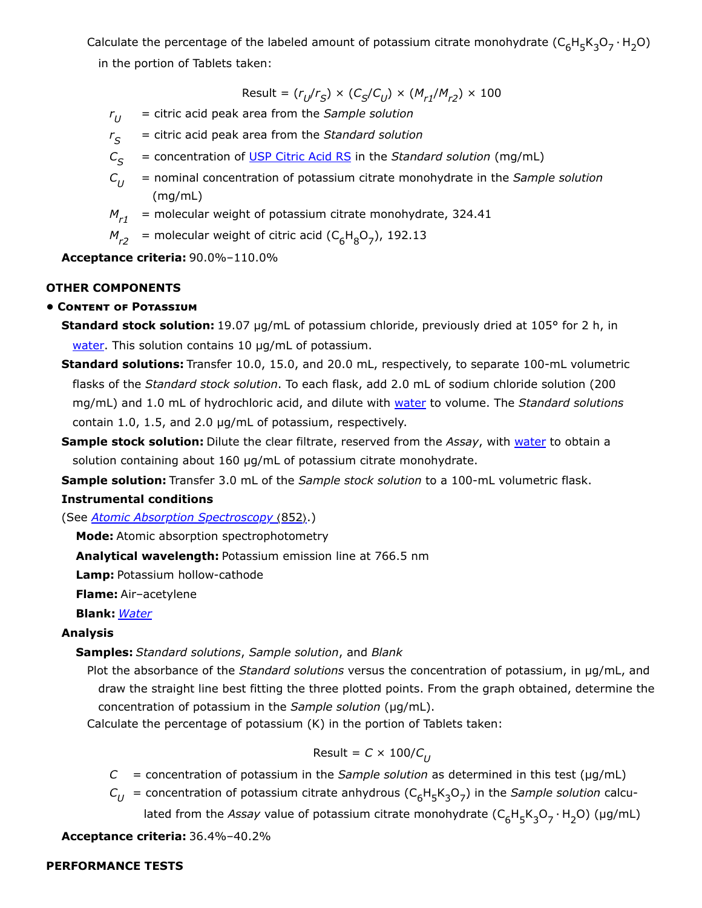Calculate the percentage of the labeled amount of potassium citrate monohydrate ($C_6H_5K_3O_7 \cdot H_2O$) in the portion of Tablets taken:

$$\text{Result} = (r_U/r_S) \times (C_S/C_U) \times (M_{r1}/M_{r2}) \times 100$$

$r_U$ = citric acid peak area from the *Sample solution*

$r_S$ = citric acid peak area from the *Standard solution*

$C_S$ = concentration of USP Citric Acid RS in the *Standard solution* (mg/mL)

$C_U$ = nominal concentration of potassium citrate monohydrate in the *Sample solution* (mg/mL)

$M_{r1}$ = molecular weight of potassium citrate monohydrate, 324.41

$M_{r2}$ = molecular weight of citric acid ($C_6H_8O_7$), 192.13

**Acceptance criteria:** 90.0%–110.0%

## OTHER COMPONENTS

- **Content of Potassium**

**Standard stock solution:** 19.07 µg/mL of potassium chloride, previously dried at 105° for 2 h, in water. This solution contains 10 µg/mL of potassium.

**Standard solutions:** Transfer 10.0, 15.0, and 20.0 mL, respectively, to separate 100-mL volumetric flasks of the *Standard stock solution*. To each flask, add 2.0 mL of sodium chloride solution (200 mg/mL) and 1.0 mL of hydrochloric acid, and dilute with water to volume. The *Standard solutions* contain 1.0, 1.5, and 2.0 µg/mL of potassium, respectively.

**Sample stock solution:** Dilute the clear filtrate, reserved from the *Assay*, with water to obtain a solution containing about 160 µg/mL of potassium citrate monohydrate.

**Sample solution:** Transfer 3.0 mL of the *Sample stock solution* to a 100-mL volumetric flask.

**Instrumental conditions**

(See *Atomic Absorption Spectroscopy* ⟨852⟩.)

**Mode:** Atomic absorption spectrophotometry

**Analytical wavelength:** Potassium emission line at 766.5 nm

**Lamp:** Potassium hollow-cathode

**Flame:** Air–acetylene

**Blank:** *Water*

**Analysis**

**Samples:** *Standard solutions*, *Sample solution*, and *Blank*

Plot the absorbance of the *Standard solutions* versus the concentration of potassium, in µg/mL, and draw the straight line best fitting the three plotted points. From the graph obtained, determine the concentration of potassium in the *Sample solution* (µg/mL).

Calculate the percentage of potassium (K) in the portion of Tablets taken:

$$\text{Result} = C \times 100/C_U$$

$C$ = concentration of potassium in the *Sample solution* as determined in this test (µg/mL)

$C_U$ = concentration of potassium citrate anhydrous ($C_6H_5K_3O_7$) in the *Sample solution* calculated from the *Assay* value of potassium citrate monohydrate ($C_6H_5K_3O_7 \cdot H_2O$) (µg/mL)

**Acceptance criteria:** 36.4%–40.2%

## PERFORMANCE TESTS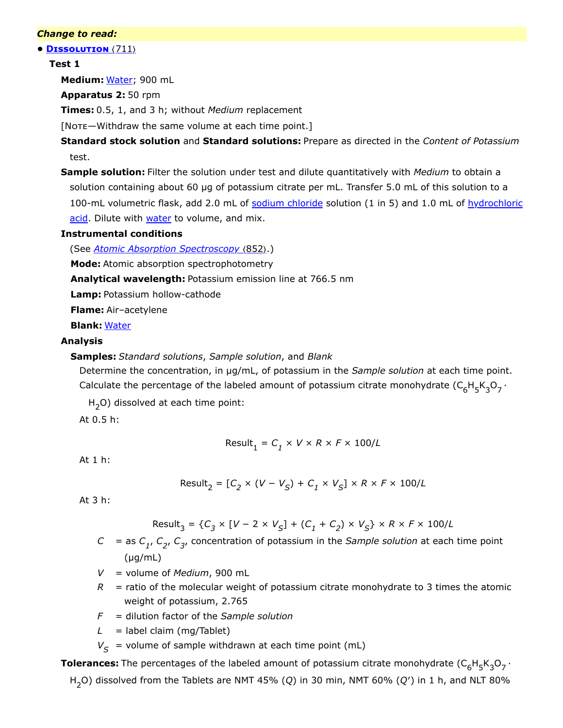***Change to read:***

- **DISSOLUTION ⟨711⟩**

**Test 1**

**Medium:** Water; 900 mL

**Apparatus 2:** 50 rpm

**Times:** 0.5, 1, and 3 h; without *Medium* replacement

[NOTE—Withdraw the same volume at each time point.]

**Standard stock solution** and **Standard solutions:** Prepare as directed in the *Content of Potassium* test.

**Sample solution:** Filter the solution under test and dilute quantitatively with *Medium* to obtain a solution containing about 60 µg of potassium citrate per mL. Transfer 5.0 mL of this solution to a 100-mL volumetric flask, add 2.0 mL of sodium chloride solution (1 in 5) and 1.0 mL of hydrochloric acid. Dilute with water to volume, and mix.

**Instrumental conditions**

(See *Atomic Absorption Spectroscopy ⟨852⟩*.)

**Mode:** Atomic absorption spectrophotometry

**Analytical wavelength:** Potassium emission line at 766.5 nm

**Lamp:** Potassium hollow-cathode

**Flame:** Air–acetylene

**Blank:** Water

**Analysis**

**Samples:** *Standard solutions*, *Sample solution*, and *Blank*

Determine the concentration, in µg/mL, of potassium in the *Sample solution* at each time point. Calculate the percentage of the labeled amount of potassium citrate monohydrate ($C_6H_5K_3O_7 \cdot H_2O$) dissolved at each time point:

At 0.5 h:

$$\text{Result}_1 = C_1 \times V \times R \times F \times 100/L$$

At 1 h:

$$\text{Result}_2 = [C_2 \times (V - V_S) + C_1 \times V_S] \times R \times F \times 100/L$$

At 3 h:

$$\text{Result}_3 = \{C_3 \times [V - 2 \times V_S] + (C_1 + C_2) \times V_S\} \times R \times F \times 100/L$$

$C$ = as $C_1$, $C_2$, $C_3$, concentration of potassium in the *Sample solution* at each time point (µg/mL)

$V$ = volume of *Medium*, 900 mL

$R$ = ratio of the molecular weight of potassium citrate monohydrate to 3 times the atomic weight of potassium, 2.765

$F$ = dilution factor of the *Sample solution*

$L$ = label claim (mg/Tablet)

$V_S$ = volume of sample withdrawn at each time point (mL)

**Tolerances:** The percentages of the labeled amount of potassium citrate monohydrate ($C_6H_5K_3O_7 \cdot H_2O$) dissolved from the Tablets are NMT 45% (*Q*) in 30 min, NMT 60% (*Q'*) in 1 h, and NLT 80%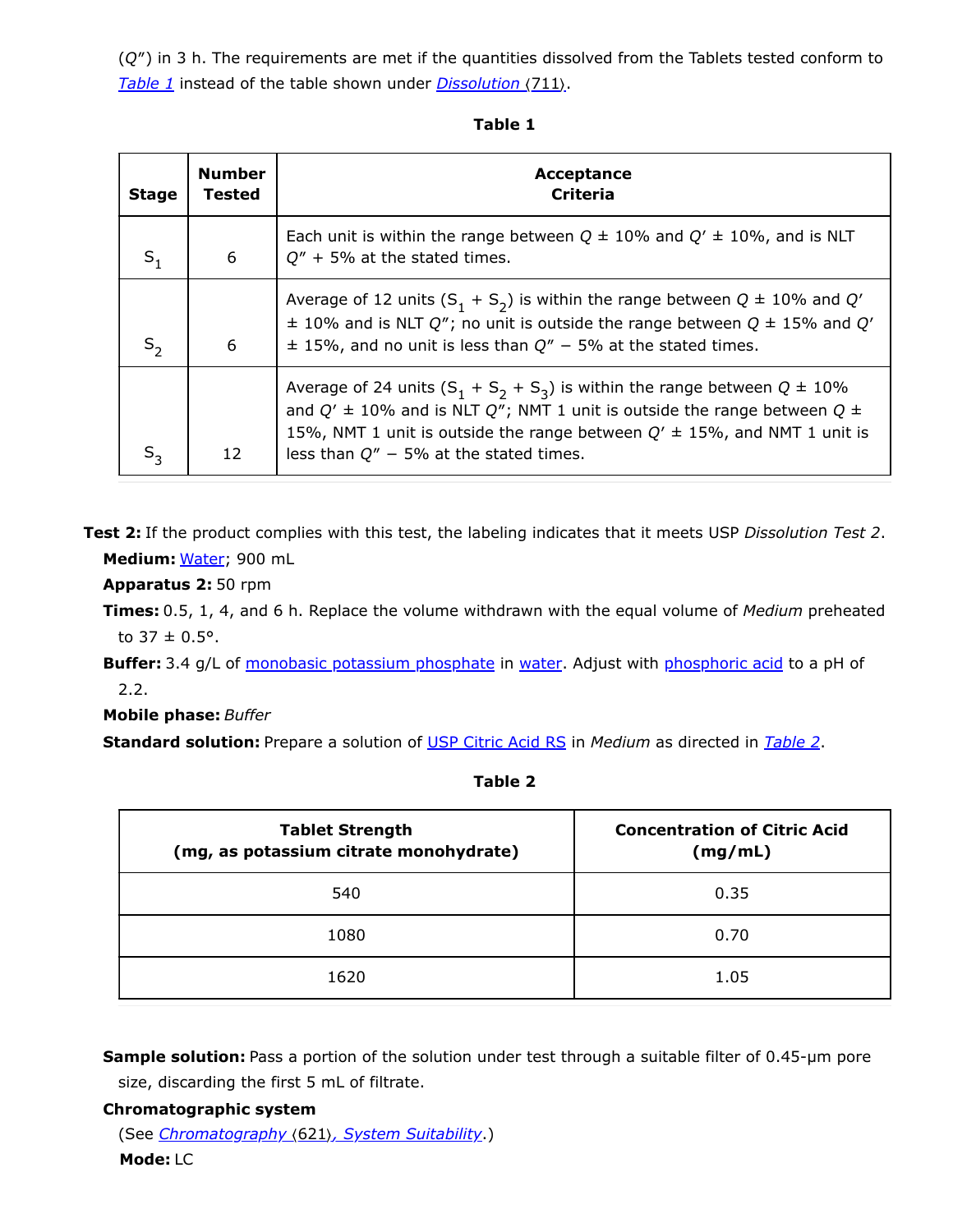($Q''$) in 3 h. The requirements are met if the quantities dissolved from the Tablets tested conform to *Table 1* instead of the table shown under *Dissolution* ⟨711⟩.

**Table 1**

| Stage | Number Tested | Acceptance Criteria |
|---|---|---|
| $S_1$ | 6 | Each unit is within the range between $Q \pm 10\%$ and $Q' \pm 10\%$, and is NLT $Q'' + 5\%$ at the stated times. |
| $S_2$ | 6 | Average of 12 units ($S_1 + S_2$) is within the range between $Q \pm 10\%$ and $Q' \pm 10\%$ and is NLT $Q''$; no unit is outside the range between $Q \pm 15\%$ and $Q' \pm 15\%$, and no unit is less than $Q'' - 5\%$ at the stated times. |
| $S_3$ | 12 | Average of 24 units ($S_1 + S_2 + S_3$) is within the range between $Q \pm 10\%$ and $Q' \pm 10\%$ and is NLT $Q''$; NMT 1 unit is outside the range between $Q \pm 15\%$, NMT 1 unit is outside the range between $Q' \pm 15\%$, and NMT 1 unit is less than $Q'' - 5\%$ at the stated times. |

**Test 2:** If the product complies with this test, the labeling indicates that it meets USP *Dissolution Test 2*.

**Medium:** Water; 900 mL

**Apparatus 2:** 50 rpm

**Times:** 0.5, 1, 4, and 6 h. Replace the volume withdrawn with the equal volume of *Medium* preheated to 37 ± 0.5°.

**Buffer:** 3.4 g/L of monobasic potassium phosphate in water. Adjust with phosphoric acid to a pH of 2.2.

**Mobile phase:** *Buffer*

**Standard solution:** Prepare a solution of USP Citric Acid RS in *Medium* as directed in *Table 2*.

**Table 2**

| Tablet Strength (mg, as potassium citrate monohydrate) | Concentration of Citric Acid (mg/mL) |
|---|---|
| 540 | 0.35 |
| 1080 | 0.70 |
| 1620 | 1.05 |

**Sample solution:** Pass a portion of the solution under test through a suitable filter of 0.45-µm pore size, discarding the first 5 mL of filtrate.

**Chromatographic system**

(See *Chromatography* ⟨621⟩*, System Suitability*.)

**Mode:** LC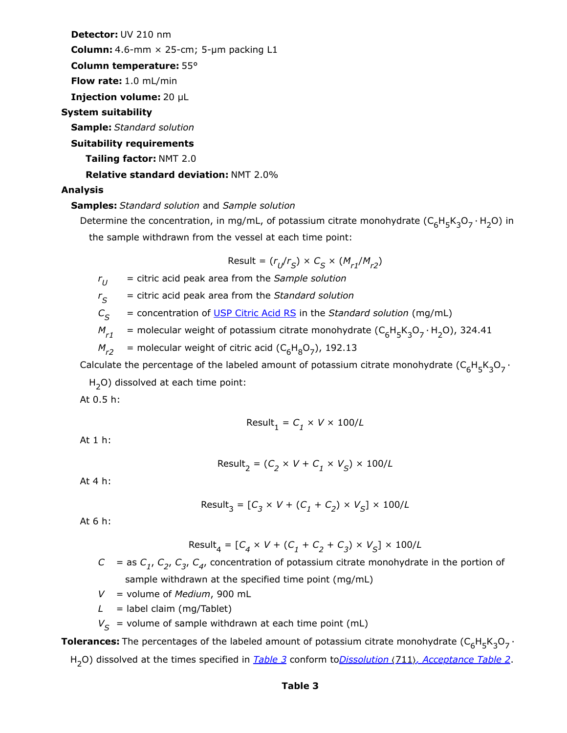**Detector:** UV 210 nm

**Column:** 4.6-mm × 25-cm; 5-µm packing L1

**Column temperature:** 55°

**Flow rate:** 1.0 mL/min

**Injection volume:** 20 µL

**System suitability**

**Sample:** *Standard solution*

**Suitability requirements**

**Tailing factor:** NMT 2.0

**Relative standard deviation:** NMT 2.0%

**Analysis**

**Samples:** *Standard solution* and *Sample solution*

Determine the concentration, in mg/mL, of potassium citrate monohydrate ($C_6H_5K_3O_7 \cdot H_2O$) in the sample withdrawn from the vessel at each time point:

$$\text{Result} = (r_U/r_S) \times C_S \times (M_{r1}/M_{r2})$$

$r_U$ = citric acid peak area from the *Sample solution*

$r_S$ = citric acid peak area from the *Standard solution*

$C_S$ = concentration of USP Citric Acid RS in the *Standard solution* (mg/mL)

$M_{r1}$ = molecular weight of potassium citrate monohydrate ($C_6H_5K_3O_7 \cdot H_2O$), 324.41

$M_{r2}$ = molecular weight of citric acid ($C_6H_8O_7$), 192.13

Calculate the percentage of the labeled amount of potassium citrate monohydrate ($C_6H_5K_3O_7 \cdot H_2O$) dissolved at each time point:

At 0.5 h:

$$\text{Result}_1 = C_1 \times V \times 100/L$$

At 1 h:

$$\text{Result}_2 = (C_2 \times V + C_1 \times V_S) \times 100/L$$

At 4 h:

$$\text{Result}_3 = [C_3 \times V + (C_1 + C_2) \times V_S] \times 100/L$$

At 6 h:

$$\text{Result}_4 = [C_4 \times V + (C_1 + C_2 + C_3) \times V_S] \times 100/L$$

$C$ = as $C_1$, $C_2$, $C_3$, $C_4$, concentration of potassium citrate monohydrate in the portion of sample withdrawn at the specified time point (mg/mL)

$V$ = volume of *Medium*, 900 mL

$L$ = label claim (mg/Tablet)

$V_S$ = volume of sample withdrawn at each time point (mL)

**Tolerances:** The percentages of the labeled amount of potassium citrate monohydrate ($C_6H_5K_3O_7 \cdot H_2O$) dissolved at the times specified in *Table 3* conform to *Dissolution ⟨711⟩, Acceptance Table 2*.

**Table 3**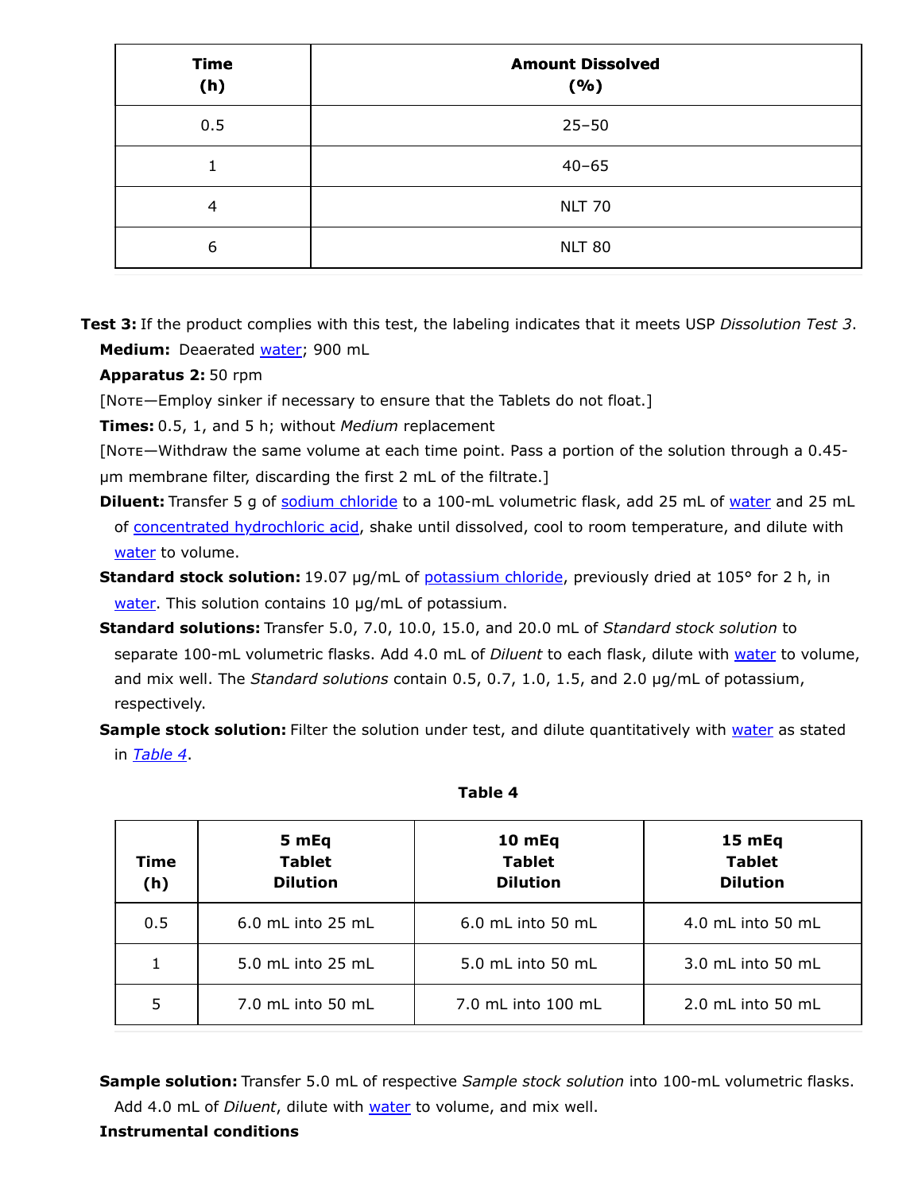| Time (h) | Amount Dissolved (%) |
|---|---|
| 0.5 | 25–50 |
| 1 | 40–65 |
| 4 | NLT 70 |
| 6 | NLT 80 |

**Test 3:** If the product complies with this test, the labeling indicates that it meets USP *Dissolution Test 3*.

**Medium:** Deaerated water; 900 mL

**Apparatus 2:** 50 rpm

[NOTE—Employ sinker if necessary to ensure that the Tablets do not float.]

**Times:** 0.5, 1, and 5 h; without *Medium* replacement

[NOTE—Withdraw the same volume at each time point. Pass a portion of the solution through a 0.45-µm membrane filter, discarding the first 2 mL of the filtrate.]

**Diluent:** Transfer 5 g of sodium chloride to a 100-mL volumetric flask, add 25 mL of water and 25 mL of concentrated hydrochloric acid, shake until dissolved, cool to room temperature, and dilute with water to volume.

**Standard stock solution:** 19.07 µg/mL of potassium chloride, previously dried at 105° for 2 h, in water. This solution contains 10 µg/mL of potassium.

**Standard solutions:** Transfer 5.0, 7.0, 10.0, 15.0, and 20.0 mL of *Standard stock solution* to separate 100-mL volumetric flasks. Add 4.0 mL of *Diluent* to each flask, dilute with water to volume, and mix well. The *Standard solutions* contain 0.5, 0.7, 1.0, 1.5, and 2.0 µg/mL of potassium, respectively.

**Sample stock solution:** Filter the solution under test, and dilute quantitatively with water as stated in *Table 4*.

**Table 4**

| Time (h) | 5 mEq Tablet Dilution | 10 mEq Tablet Dilution | 15 mEq Tablet Dilution |
|---|---|---|---|
| 0.5 | 6.0 mL into 25 mL | 6.0 mL into 50 mL | 4.0 mL into 50 mL |
| 1 | 5.0 mL into 25 mL | 5.0 mL into 50 mL | 3.0 mL into 50 mL |
| 5 | 7.0 mL into 50 mL | 7.0 mL into 100 mL | 2.0 mL into 50 mL |

**Sample solution:** Transfer 5.0 mL of respective *Sample stock solution* into 100-mL volumetric flasks. Add 4.0 mL of *Diluent*, dilute with water to volume, and mix well.

**Instrumental conditions**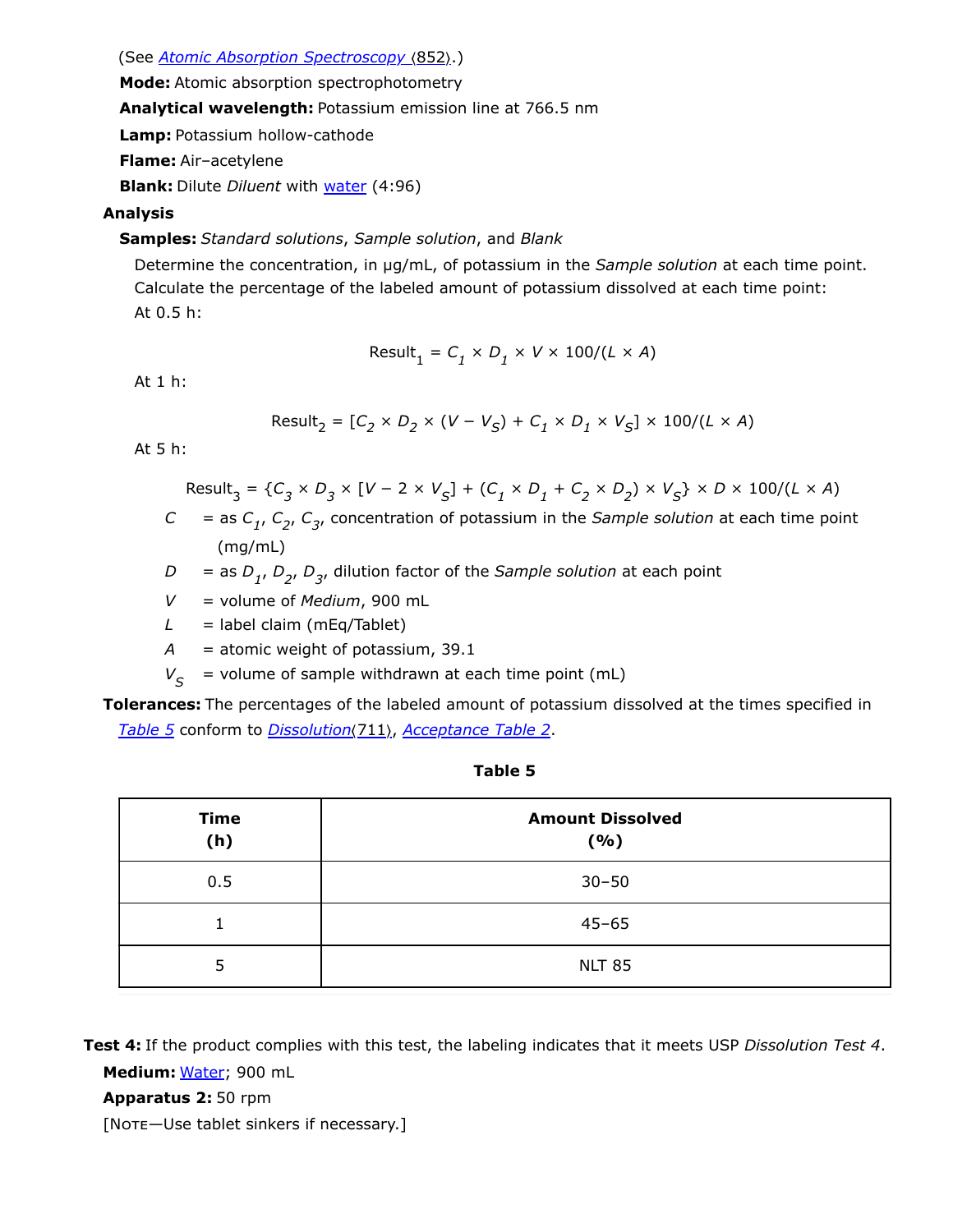(See *Atomic Absorption Spectroscopy* ⟨852⟩.)

**Mode:** Atomic absorption spectrophotometry

**Analytical wavelength:** Potassium emission line at 766.5 nm

**Lamp:** Potassium hollow-cathode

**Flame:** Air–acetylene

**Blank:** Dilute *Diluent* with water (4:96)

**Analysis**

**Samples:** *Standard solutions*, *Sample solution*, and *Blank*

Determine the concentration, in µg/mL, of potassium in the *Sample solution* at each time point. Calculate the percentage of the labeled amount of potassium dissolved at each time point:

At 0.5 h:

$$\text{Result}_1 = C_1 \times D_1 \times V \times 100/(L \times A)$$

At 1 h:

$$\text{Result}_2 = [C_2 \times D_2 \times (V - V_S) + C_1 \times D_1 \times V_S] \times 100/(L \times A)$$

At 5 h:

$$\text{Result}_3 = \{C_3 \times D_3 \times [V - 2 \times V_S] + (C_1 \times D_1 + C_2 \times D_2) \times V_S\} \times D \times 100/(L \times A)$$

$C$ = as $C_1$, $C_2$, $C_3$, concentration of potassium in the *Sample solution* at each time point (mg/mL)

$D$ = as $D_1$, $D_2$, $D_3$, dilution factor of the *Sample solution* at each point

$V$ = volume of *Medium*, 900 mL

$L$ = label claim (mEq/Tablet)

$A$ = atomic weight of potassium, 39.1

$V_S$ = volume of sample withdrawn at each time point (mL)

**Tolerances:** The percentages of the labeled amount of potassium dissolved at the times specified in *Table 5* conform to *Dissolution* ⟨711⟩, *Acceptance Table 2*.

**Table 5**

| Time (h) | Amount Dissolved (%) |
|---|---|
| 0.5 | 30–50 |
| 1 | 45–65 |
| 5 | NLT 85 |

**Test 4:** If the product complies with this test, the labeling indicates that it meets USP *Dissolution Test 4*.

**Medium:** Water; 900 mL

**Apparatus 2:** 50 rpm

[Note—Use tablet sinkers if necessary.]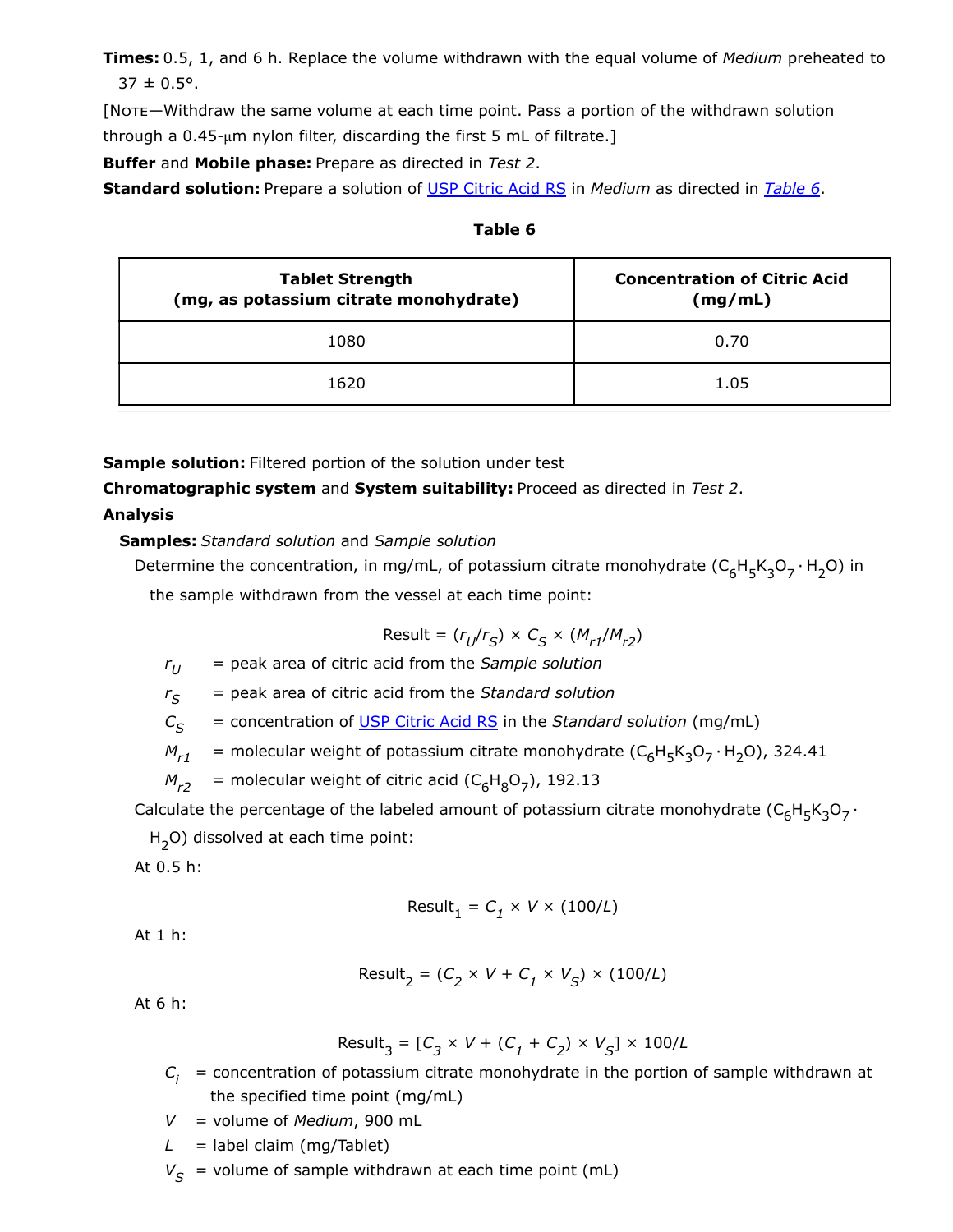**Times:** 0.5, 1, and 6 h. Replace the volume withdrawn with the equal volume of *Medium* preheated to 37 ± 0.5°.

[NOTE—Withdraw the same volume at each time point. Pass a portion of the withdrawn solution through a 0.45-µm nylon filter, discarding the first 5 mL of filtrate.]

**Buffer** and **Mobile phase:** Prepare as directed in *Test 2*.

**Standard solution:** Prepare a solution of USP Citric Acid RS in *Medium* as directed in *Table 6*.

**Table 6**

| Tablet Strength (mg, as potassium citrate monohydrate) | Concentration of Citric Acid (mg/mL) |
|---|---|
| 1080 | 0.70 |
| 1620 | 1.05 |

**Sample solution:** Filtered portion of the solution under test

**Chromatographic system** and **System suitability:** Proceed as directed in *Test 2*.

**Analysis**

**Samples:** *Standard solution* and *Sample solution*

Determine the concentration, in mg/mL, of potassium citrate monohydrate ($C_6H_5K_3O_7 \cdot H_2O$) in the sample withdrawn from the vessel at each time point:

$$\text{Result} = (r_U/r_S) \times C_S \times (M_{r1}/M_{r2})$$

- $r_U$ = peak area of citric acid from the *Sample solution*
- $r_S$ = peak area of citric acid from the *Standard solution*
- $C_S$ = concentration of USP Citric Acid RS in the *Standard solution* (mg/mL)
- $M_{r1}$ = molecular weight of potassium citrate monohydrate ($C_6H_5K_3O_7 \cdot H_2O$), 324.41
- $M_{r2}$ = molecular weight of citric acid ($C_6H_8O_7$), 192.13

Calculate the percentage of the labeled amount of potassium citrate monohydrate ($C_6H_5K_3O_7 \cdot H_2O$) dissolved at each time point:

At 0.5 h:

$$\text{Result}_1 = C_1 \times V \times (100/L)$$

At 1 h:

$$\text{Result}_2 = (C_2 \times V + C_1 \times V_S) \times (100/L)$$

At 6 h:

$$\text{Result}_3 = [C_3 \times V + (C_1 + C_2) \times V_S] \times 100/L$$

- $C_i$ = concentration of potassium citrate monohydrate in the portion of sample withdrawn at the specified time point (mg/mL)
- $V$ = volume of *Medium*, 900 mL
- $L$ = label claim (mg/Tablet)
- $V_S$ = volume of sample withdrawn at each time point (mL)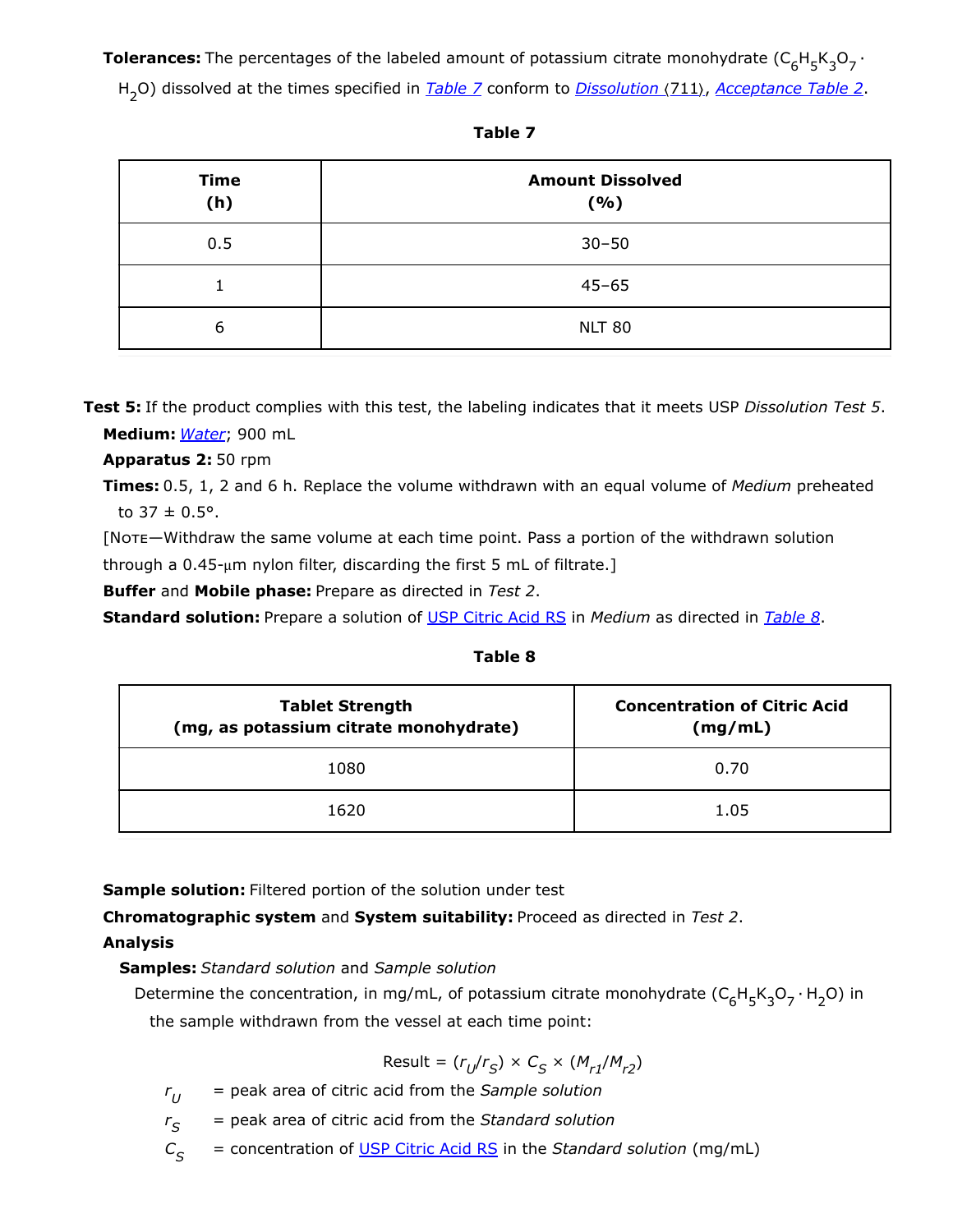**Tolerances:** The percentages of the labeled amount of potassium citrate monohydrate ($C_6H_5K_3O_7 \cdot H_2O$) dissolved at the times specified in *Table 7* conform to *Dissolution* ⟨711⟩, *Acceptance Table 2*.

**Table 7**

| Time (h) | Amount Dissolved (%) |
|---|---|
| 0.5 | 30–50 |
| 1 | 45–65 |
| 6 | NLT 80 |

**Test 5:** If the product complies with this test, the labeling indicates that it meets USP *Dissolution Test 5*.

**Medium:** *Water*; 900 mL

**Apparatus 2:** 50 rpm

**Times:** 0.5, 1, 2 and 6 h. Replace the volume withdrawn with an equal volume of *Medium* preheated to 37 ± 0.5°.

[Note—Withdraw the same volume at each time point. Pass a portion of the withdrawn solution through a 0.45-µm nylon filter, discarding the first 5 mL of filtrate.]

**Buffer** and **Mobile phase:** Prepare as directed in *Test 2*.

**Standard solution:** Prepare a solution of USP Citric Acid RS in *Medium* as directed in *Table 8*.

**Table 8**

| Tablet Strength (mg, as potassium citrate monohydrate) | Concentration of Citric Acid (mg/mL) |
|---|---|
| 1080 | 0.70 |
| 1620 | 1.05 |

**Sample solution:** Filtered portion of the solution under test

**Chromatographic system** and **System suitability:** Proceed as directed in *Test 2*.

**Analysis**

**Samples:** *Standard solution* and *Sample solution*

Determine the concentration, in mg/mL, of potassium citrate monohydrate ($C_6H_5K_3O_7 \cdot H_2O$) in the sample withdrawn from the vessel at each time point:

$$\text{Result} = (r_U/r_S) \times C_S \times (M_{r1}/M_{r2})$$

$r_U$ = peak area of citric acid from the *Sample solution*

$r_S$ = peak area of citric acid from the *Standard solution*

$C_S$ = concentration of USP Citric Acid RS in the *Standard solution* (mg/mL)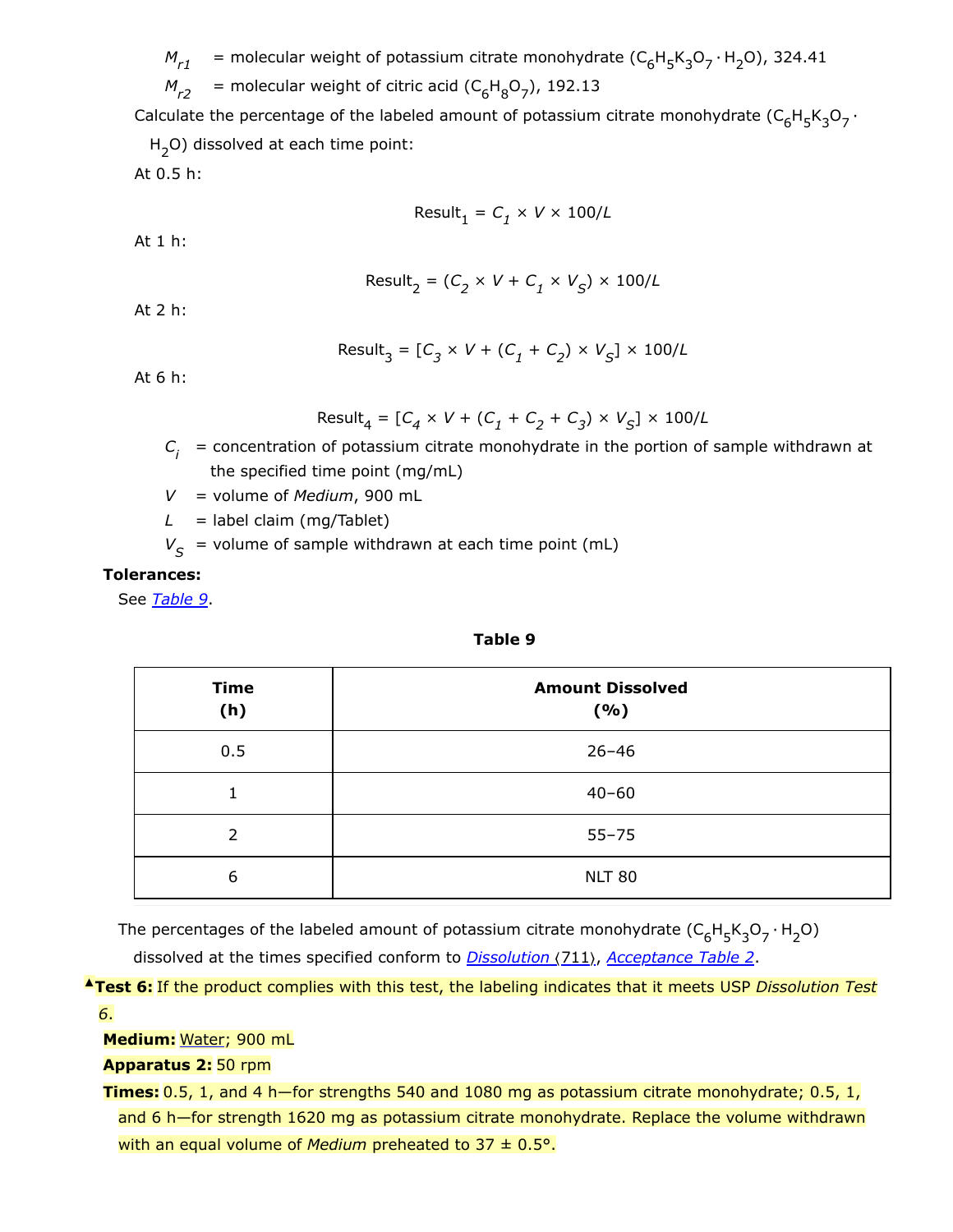$M_{r1}$ = molecular weight of potassium citrate monohydrate ($C_6H_5K_3O_7 \cdot H_2O$), 324.41

$M_{r2}$ = molecular weight of citric acid ($C_6H_8O_7$), 192.13

Calculate the percentage of the labeled amount of potassium citrate monohydrate ($C_6H_5K_3O_7 \cdot H_2O$) dissolved at each time point:

At 0.5 h:

$$\text{Result}_1 = C_1 \times V \times 100/L$$

At 1 h:

$$\text{Result}_2 = (C_2 \times V + C_1 \times V_S) \times 100/L$$

At 2 h:

$$\text{Result}_3 = [C_3 \times V + (C_1 + C_2) \times V_S] \times 100/L$$

At 6 h:

$$\text{Result}_4 = [C_4 \times V + (C_1 + C_2 + C_3) \times V_S] \times 100/L$$

$C_i$ = concentration of potassium citrate monohydrate in the portion of sample withdrawn at the specified time point (mg/mL)

$V$ = volume of *Medium*, 900 mL

$L$ = label claim (mg/Tablet)

$V_S$ = volume of sample withdrawn at each time point (mL)

**Tolerances:**

See Table 9.

**Table 9**

| Time (h) | Amount Dissolved (%) |
|---|---|
| 0.5 | 26–46 |
| 1 | 40–60 |
| 2 | 55–75 |
| 6 | NLT 80 |

The percentages of the labeled amount of potassium citrate monohydrate ($C_6H_5K_3O_7 \cdot H_2O$) dissolved at the times specified conform to Dissolution ⟨711⟩, Acceptance Table 2.

▲**Test 6:** If the product complies with this test, the labeling indicates that it meets USP *Dissolution Test 6*.

**Medium:** Water; 900 mL

**Apparatus 2:** 50 rpm

**Times:** 0.5, 1, and 4 h—for strengths 540 and 1080 mg as potassium citrate monohydrate; 0.5, 1, and 6 h—for strength 1620 mg as potassium citrate monohydrate. Replace the volume withdrawn with an equal volume of *Medium* preheated to 37 ± 0.5°.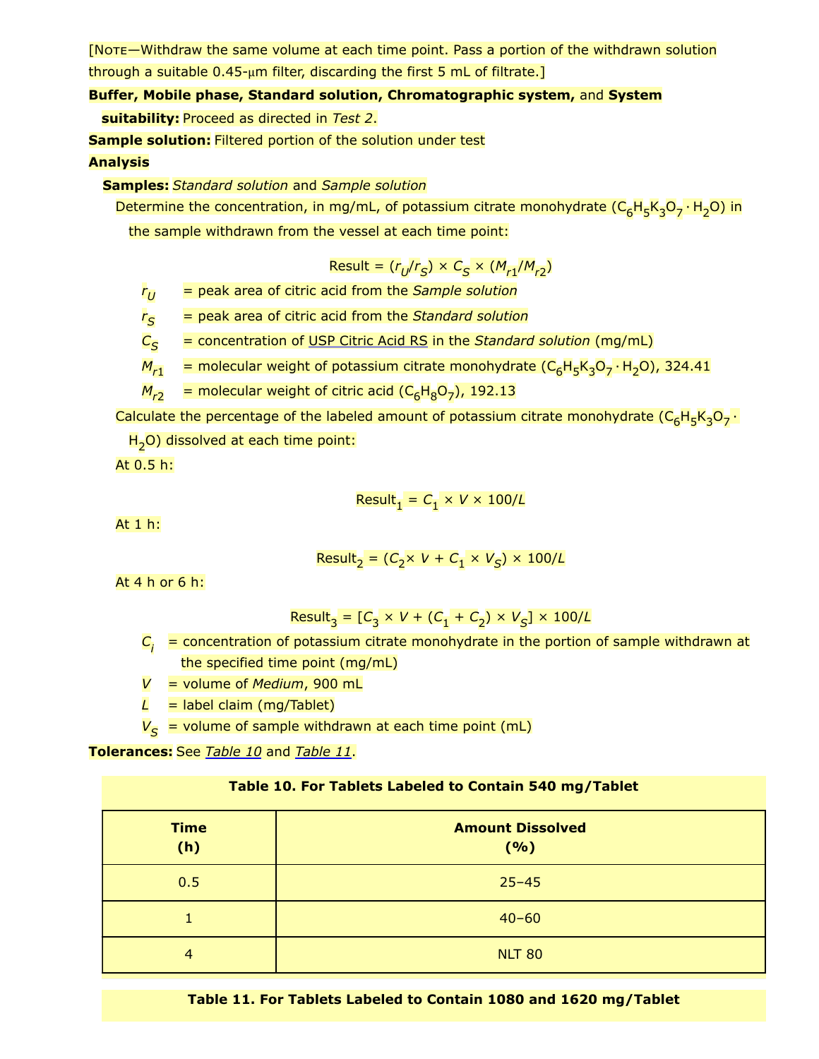[NOTE—Withdraw the same volume at each time point. Pass a portion of the withdrawn solution through a suitable 0.45-µm filter, discarding the first 5 mL of filtrate.]

**Buffer, Mobile phase, Standard solution, Chromatographic system,** and **System suitability:** Proceed as directed in *Test 2*.

**Sample solution:** Filtered portion of the solution under test

**Analysis**

**Samples:** *Standard solution* and *Sample solution*

Determine the concentration, in mg/mL, of potassium citrate monohydrate ($C_6H_5K_3O_7 \cdot H_2O$) in the sample withdrawn from the vessel at each time point:

$$\text{Result} = (r_U/r_S) \times C_S \times (M_{r1}/M_{r2})$$

$r_U$ = peak area of citric acid from the *Sample solution*

$r_S$ = peak area of citric acid from the *Standard solution*

$C_S$ = concentration of USP Citric Acid RS in the *Standard solution* (mg/mL)

$M_{r1}$ = molecular weight of potassium citrate monohydrate ($C_6H_5K_3O_7 \cdot H_2O$), 324.41

$M_{r2}$ = molecular weight of citric acid ($C_6H_8O_7$), 192.13

Calculate the percentage of the labeled amount of potassium citrate monohydrate ($C_6H_5K_3O_7 \cdot H_2O$) dissolved at each time point:

At 0.5 h:

$$\text{Result}_1 = C_1 \times V \times 100/L$$

At 1 h:

$$\text{Result}_2 = (C_2 \times V + C_1 \times V_S) \times 100/L$$

At 4 h or 6 h:

$$\text{Result}_3 = [C_3 \times V + (C_1 + C_2) \times V_S] \times 100/L$$

$C_i$ = concentration of potassium citrate monohydrate in the portion of sample withdrawn at the specified time point (mg/mL)

$V$ = volume of *Medium*, 900 mL

$L$ = label claim (mg/Tablet)

$V_S$ = volume of sample withdrawn at each time point (mL)

**Tolerances:** See *Table 10* and *Table 11*.

**Table 10. For Tablets Labeled to Contain 540 mg/Tablet**

| Time (h) | Amount Dissolved (%) |
|---|---|
| 0.5 | 25–45 |
| 1 | 40–60 |
| 4 | NLT 80 |

**Table 11. For Tablets Labeled to Contain 1080 and 1620 mg/Tablet**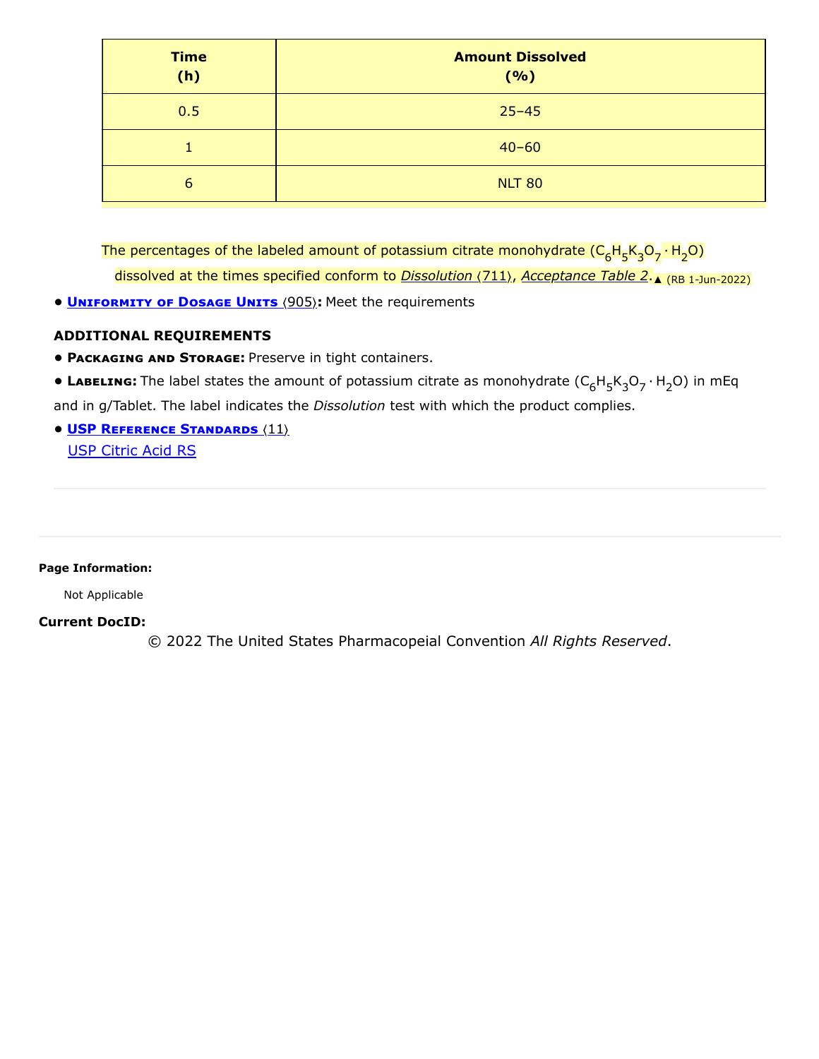| Time (h) | Amount Dissolved (%) |
| --- | --- |
| 0.5 | 25–45 |
| 1 | 40–60 |
| 6 | NLT 80 |

The percentages of the labeled amount of potassium citrate monohydrate ($C_6H_5K_3O_7 \cdot H_2O$) dissolved at the times specified conform to *Dissolution* ⟨711⟩, *Acceptance Table 2*.▲ (RB 1-Jun-2022)

- **Uniformity of Dosage Units ⟨905⟩:** Meet the requirements

## ADDITIONAL REQUIREMENTS

- **Packaging and Storage:** Preserve in tight containers.
- **Labeling:** The label states the amount of potassium citrate as monohydrate ($C_6H_5K_3O_7 \cdot H_2O$) in mEq and in g/Tablet. The label indicates the *Dissolution* test with which the product complies.
- **USP Reference Standards ⟨11⟩**
  USP Citric Acid RS

**Page Information:**

Not Applicable

**Current DocID:**

© 2022 The United States Pharmacopeial Convention *All Rights Reserved*.